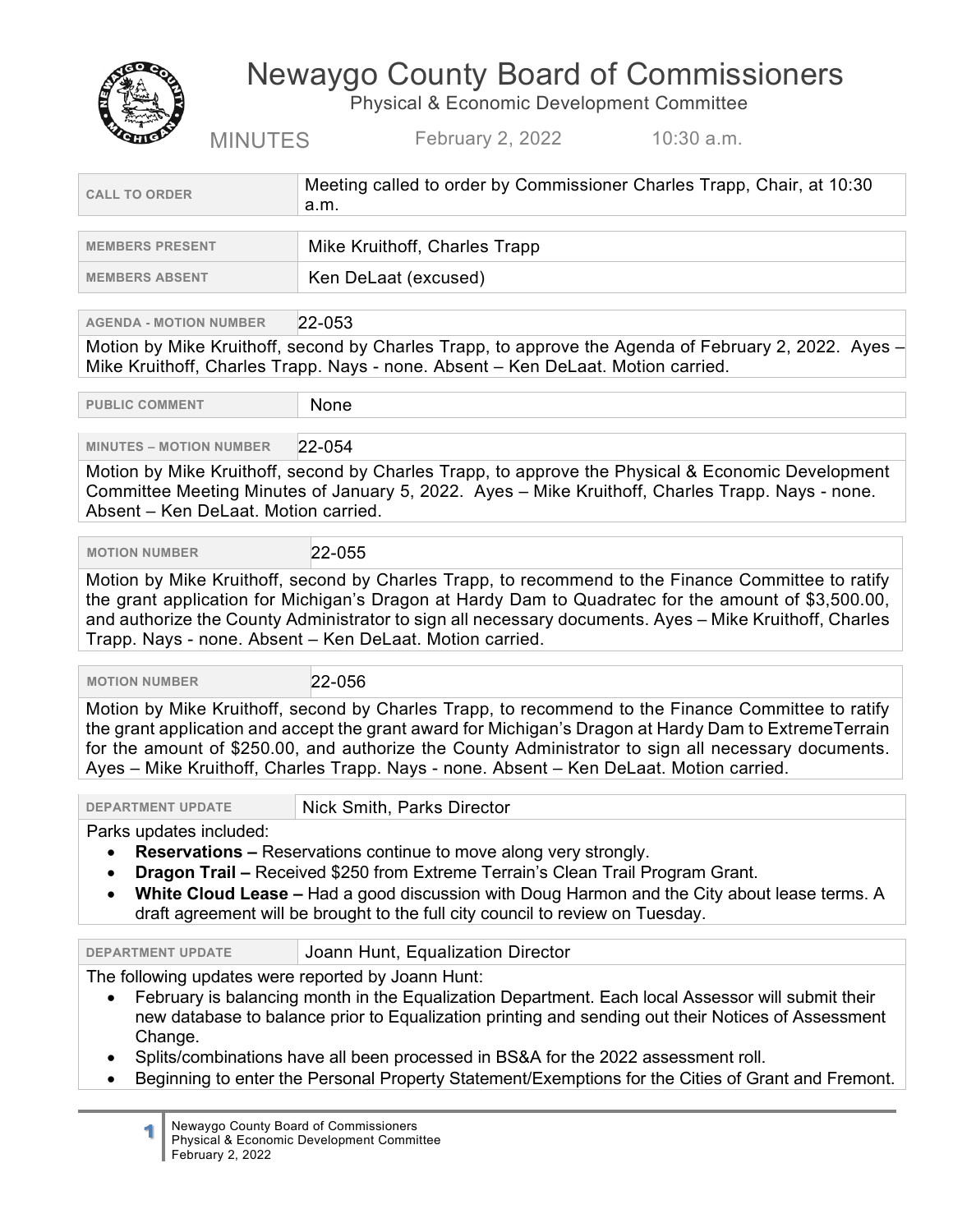# Newaygo County Board of Commissioners

## Physical & Economic Development Committee

MINUTES February 2, 2022 10:30 a.m.

| | |
|---|---|
| **CALL TO ORDER** | Meeting called to order by Commissioner Charles Trapp, Chair, at 10:30 a.m. |

| | |
|---|---|
| **MEMBERS PRESENT** | Mike Kruithoff, Charles Trapp |
| **MEMBERS ABSENT** | Ken DeLaat (excused) |

**AGENDA - MOTION NUMBER** 22-053

Motion by Mike Kruithoff, second by Charles Trapp, to approve the Agenda of February 2, 2022. Ayes – Mike Kruithoff, Charles Trapp. Nays - none. Absent – Ken DeLaat. Motion carried.

**PUBLIC COMMENT** None

**MINUTES – MOTION NUMBER** 22-054

Motion by Mike Kruithoff, second by Charles Trapp, to approve the Physical & Economic Development Committee Meeting Minutes of January 5, 2022. Ayes – Mike Kruithoff, Charles Trapp. Nays - none. Absent – Ken DeLaat. Motion carried.

**MOTION NUMBER** 22-055

Motion by Mike Kruithoff, second by Charles Trapp, to recommend to the Finance Committee to ratify the grant application for Michigan's Dragon at Hardy Dam to Quadratec for the amount of $3,500.00, and authorize the County Administrator to sign all necessary documents. Ayes – Mike Kruithoff, Charles Trapp. Nays - none. Absent – Ken DeLaat. Motion carried.

**MOTION NUMBER** 22-056

Motion by Mike Kruithoff, second by Charles Trapp, to recommend to the Finance Committee to ratify the grant application and accept the grant award for Michigan's Dragon at Hardy Dam to ExtremeTerrain for the amount of $250.00, and authorize the County Administrator to sign all necessary documents. Ayes – Mike Kruithoff, Charles Trapp. Nays - none. Absent – Ken DeLaat. Motion carried.

**DEPARTMENT UPDATE** Nick Smith, Parks Director

Parks updates included:

- **Reservations –** Reservations continue to move along very strongly.
- **Dragon Trail –** Received $250 from Extreme Terrain's Clean Trail Program Grant.
- **White Cloud Lease –** Had a good discussion with Doug Harmon and the City about lease terms. A draft agreement will be brought to the full city council to review on Tuesday.

**DEPARTMENT UPDATE** Joann Hunt, Equalization Director

The following updates were reported by Joann Hunt:

- February is balancing month in the Equalization Department. Each local Assessor will submit their new database to balance prior to Equalization printing and sending out their Notices of Assessment Change.
- Splits/combinations have all been processed in BS&A for the 2022 assessment roll.
- Beginning to enter the Personal Property Statement/Exemptions for the Cities of Grant and Fremont.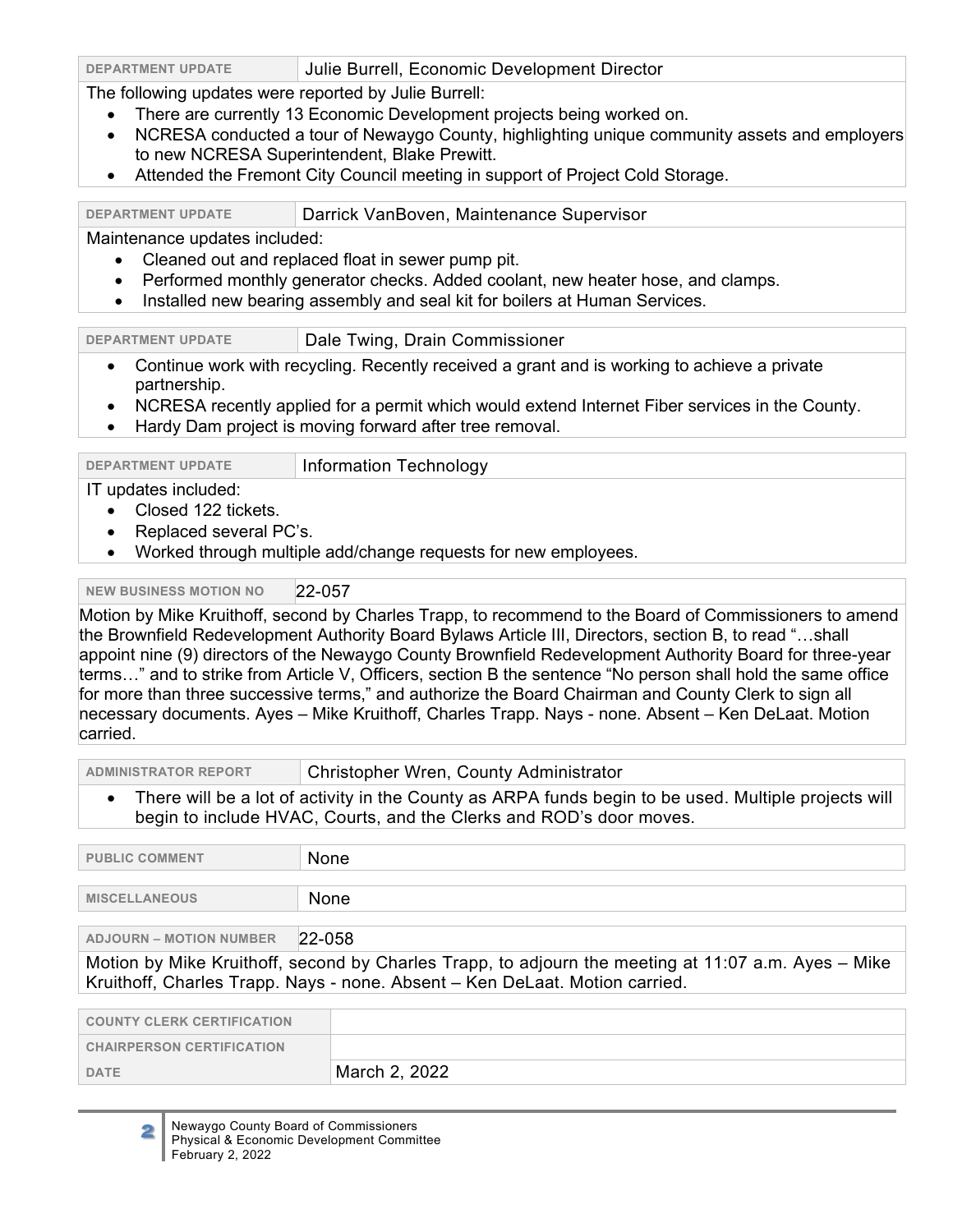| DEPARTMENT UPDATE | Julie Burrell, Economic Development Director |
|---|---|

The following updates were reported by Julie Burrell:

- There are currently 13 Economic Development projects being worked on.
- NCRESA conducted a tour of Newaygo County, highlighting unique community assets and employers to new NCRESA Superintendent, Blake Prewitt.
- Attended the Fremont City Council meeting in support of Project Cold Storage.

| DEPARTMENT UPDATE | Darrick VanBoven, Maintenance Supervisor |
|---|---|

Maintenance updates included:

- Cleaned out and replaced float in sewer pump pit.
- Performed monthly generator checks. Added coolant, new heater hose, and clamps.
- Installed new bearing assembly and seal kit for boilers at Human Services.

| DEPARTMENT UPDATE | Dale Twing, Drain Commissioner |
|---|---|

- Continue work with recycling. Recently received a grant and is working to achieve a private partnership.
- NCRESA recently applied for a permit which would extend Internet Fiber services in the County.
- Hardy Dam project is moving forward after tree removal.

| DEPARTMENT UPDATE | Information Technology |
|---|---|

IT updates included:

- Closed 122 tickets.
- Replaced several PC's.
- Worked through multiple add/change requests for new employees.

| NEW BUSINESS MOTION NO | 22-057 |
|---|---|

Motion by Mike Kruithoff, second by Charles Trapp, to recommend to the Board of Commissioners to amend the Brownfield Redevelopment Authority Board Bylaws Article III, Directors, section B, to read "…shall appoint nine (9) directors of the Newaygo County Brownfield Redevelopment Authority Board for three-year terms…" and to strike from Article V, Officers, section B the sentence "No person shall hold the same office for more than three successive terms," and authorize the Board Chairman and County Clerk to sign all necessary documents. Ayes – Mike Kruithoff, Charles Trapp. Nays - none. Absent – Ken DeLaat. Motion carried.

| ADMINISTRATOR REPORT | Christopher Wren, County Administrator |
|---|---|

- There will be a lot of activity in the County as ARPA funds begin to be used. Multiple projects will begin to include HVAC, Courts, and the Clerks and ROD's door moves.

| PUBLIC COMMENT | None |
|---|---|

| MISCELLANEOUS | None |
|---|---|

| ADJOURN – MOTION NUMBER | 22-058 |
|---|---|

Motion by Mike Kruithoff, second by Charles Trapp, to adjourn the meeting at 11:07 a.m. Ayes – Mike Kruithoff, Charles Trapp. Nays - none. Absent – Ken DeLaat. Motion carried.

| | |
|---|---|
| COUNTY CLERK CERTIFICATION | |
| CHAIRPERSON CERTIFICATION | |
| DATE | March 2, 2022 |